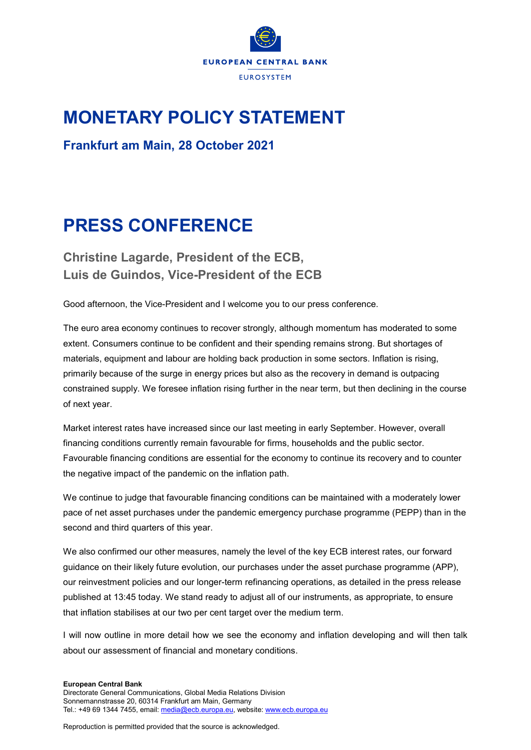EUROPEAN CENTRAL BANK

EUROSYSTEM

# MONETARY POLICY STATEMENT

## Frankfurt am Main, 28 October 2021

# PRESS CONFERENCE

### Christine Lagarde, President of the ECB, Luis de Guindos, Vice-President of the ECB

Good afternoon, the Vice-President and I welcome you to our press conference.

The euro area economy continues to recover strongly, although momentum has moderated to some extent. Consumers continue to be confident and their spending remains strong. But shortages of materials, equipment and labour are holding back production in some sectors. Inflation is rising, primarily because of the surge in energy prices but also as the recovery in demand is outpacing constrained supply. We foresee inflation rising further in the near term, but then declining in the course of next year.

Market interest rates have increased since our last meeting in early September. However, overall financing conditions currently remain favourable for firms, households and the public sector. Favourable financing conditions are essential for the economy to continue its recovery and to counter the negative impact of the pandemic on the inflation path.

We continue to judge that favourable financing conditions can be maintained with a moderately lower pace of net asset purchases under the pandemic emergency purchase programme (PEPP) than in the second and third quarters of this year.

We also confirmed our other measures, namely the level of the key ECB interest rates, our forward guidance on their likely future evolution, our purchases under the asset purchase programme (APP), our reinvestment policies and our longer-term refinancing operations, as detailed in the press release published at 13:45 today. We stand ready to adjust all of our instruments, as appropriate, to ensure that inflation stabilises at our two per cent target over the medium term.

I will now outline in more detail how we see the economy and inflation developing and will then talk about our assessment of financial and monetary conditions.

**European Central Bank**
Directorate General Communications, Global Media Relations Division
Sonnemannstrasse 20, 60314 Frankfurt am Main, Germany
Tel.: +49 69 1344 7455, email: media@ecb.europa.eu, website: www.ecb.europa.eu

Reproduction is permitted provided that the source is acknowledged.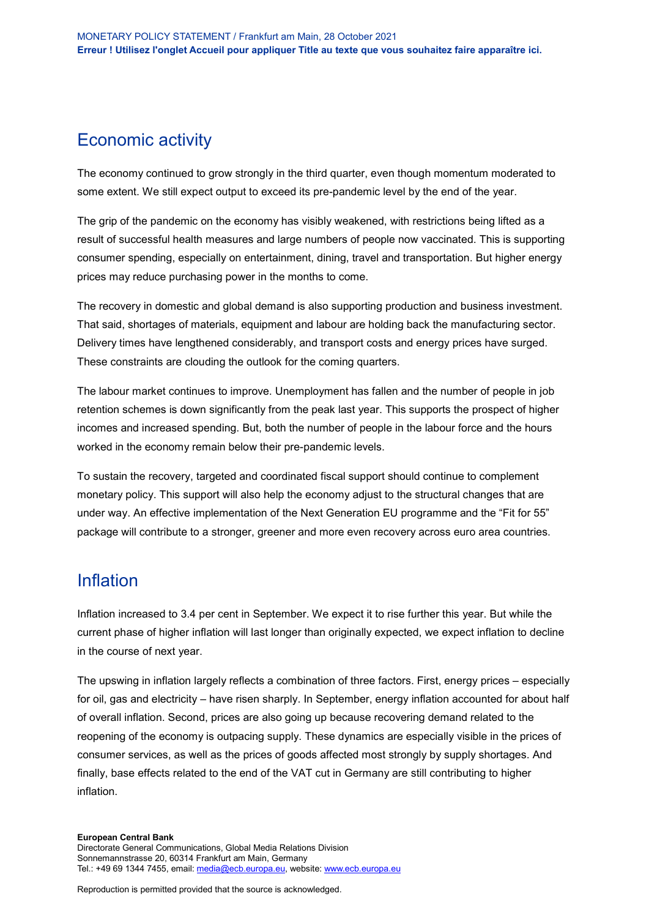## Economic activity

The economy continued to grow strongly in the third quarter, even though momentum moderated to some extent. We still expect output to exceed its pre-pandemic level by the end of the year.

The grip of the pandemic on the economy has visibly weakened, with restrictions being lifted as a result of successful health measures and large numbers of people now vaccinated. This is supporting consumer spending, especially on entertainment, dining, travel and transportation. But higher energy prices may reduce purchasing power in the months to come.

The recovery in domestic and global demand is also supporting production and business investment. That said, shortages of materials, equipment and labour are holding back the manufacturing sector. Delivery times have lengthened considerably, and transport costs and energy prices have surged. These constraints are clouding the outlook for the coming quarters.

The labour market continues to improve. Unemployment has fallen and the number of people in job retention schemes is down significantly from the peak last year. This supports the prospect of higher incomes and increased spending. But, both the number of people in the labour force and the hours worked in the economy remain below their pre-pandemic levels.

To sustain the recovery, targeted and coordinated fiscal support should continue to complement monetary policy. This support will also help the economy adjust to the structural changes that are under way. An effective implementation of the Next Generation EU programme and the "Fit for 55" package will contribute to a stronger, greener and more even recovery across euro area countries.

## Inflation

Inflation increased to 3.4 per cent in September. We expect it to rise further this year. But while the current phase of higher inflation will last longer than originally expected, we expect inflation to decline in the course of next year.

The upswing in inflation largely reflects a combination of three factors. First, energy prices – especially for oil, gas and electricity – have risen sharply. In September, energy inflation accounted for about half of overall inflation. Second, prices are also going up because recovering demand related to the reopening of the economy is outpacing supply. These dynamics are especially visible in the prices of consumer services, as well as the prices of goods affected most strongly by supply shortages. And finally, base effects related to the end of the VAT cut in Germany are still contributing to higher inflation.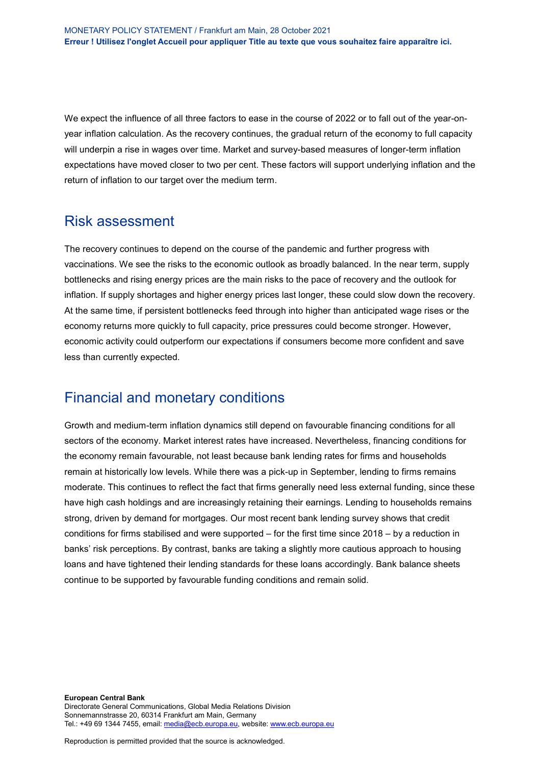We expect the influence of all three factors to ease in the course of 2022 or to fall out of the year-on-year inflation calculation. As the recovery continues, the gradual return of the economy to full capacity will underpin a rise in wages over time. Market and survey-based measures of longer-term inflation expectations have moved closer to two per cent. These factors will support underlying inflation and the return of inflation to our target over the medium term.

## Risk assessment

The recovery continues to depend on the course of the pandemic and further progress with vaccinations. We see the risks to the economic outlook as broadly balanced. In the near term, supply bottlenecks and rising energy prices are the main risks to the pace of recovery and the outlook for inflation. If supply shortages and higher energy prices last longer, these could slow down the recovery. At the same time, if persistent bottlenecks feed through into higher than anticipated wage rises or the economy returns more quickly to full capacity, price pressures could become stronger. However, economic activity could outperform our expectations if consumers become more confident and save less than currently expected.

## Financial and monetary conditions

Growth and medium-term inflation dynamics still depend on favourable financing conditions for all sectors of the economy. Market interest rates have increased. Nevertheless, financing conditions for the economy remain favourable, not least because bank lending rates for firms and households remain at historically low levels. While there was a pick-up in September, lending to firms remains moderate. This continues to reflect the fact that firms generally need less external funding, since these have high cash holdings and are increasingly retaining their earnings. Lending to households remains strong, driven by demand for mortgages. Our most recent bank lending survey shows that credit conditions for firms stabilised and were supported – for the first time since 2018 – by a reduction in banks' risk perceptions. By contrast, banks are taking a slightly more cautious approach to housing loans and have tightened their lending standards for these loans accordingly. Bank balance sheets continue to be supported by favourable funding conditions and remain solid.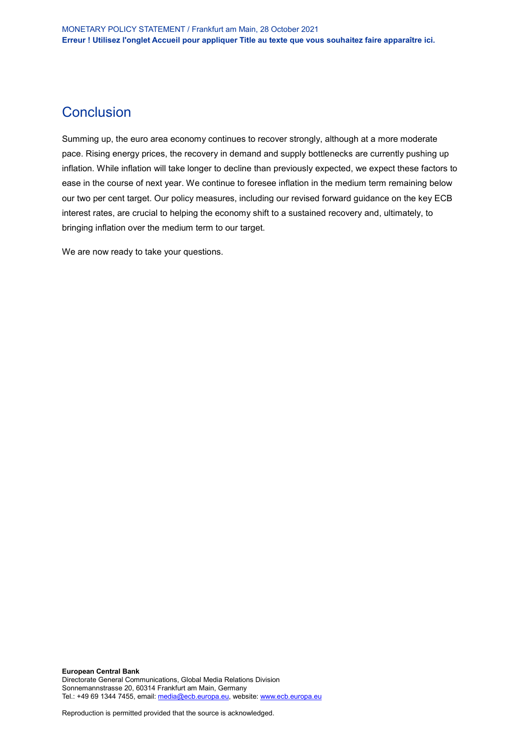## Conclusion

Summing up, the euro area economy continues to recover strongly, although at a more moderate pace. Rising energy prices, the recovery in demand and supply bottlenecks are currently pushing up inflation. While inflation will take longer to decline than previously expected, we expect these factors to ease in the course of next year. We continue to foresee inflation in the medium term remaining below our two per cent target. Our policy measures, including our revised forward guidance on the key ECB interest rates, are crucial to helping the economy shift to a sustained recovery and, ultimately, to bringing inflation over the medium term to our target.

We are now ready to take your questions.

**European Central Bank**
Directorate General Communications, Global Media Relations Division
Sonnemannstrasse 20, 60314 Frankfurt am Main, Germany
Tel.: +49 69 1344 7455, email: media@ecb.europa.eu, website: www.ecb.europa.eu

Reproduction is permitted provided that the source is acknowledged.